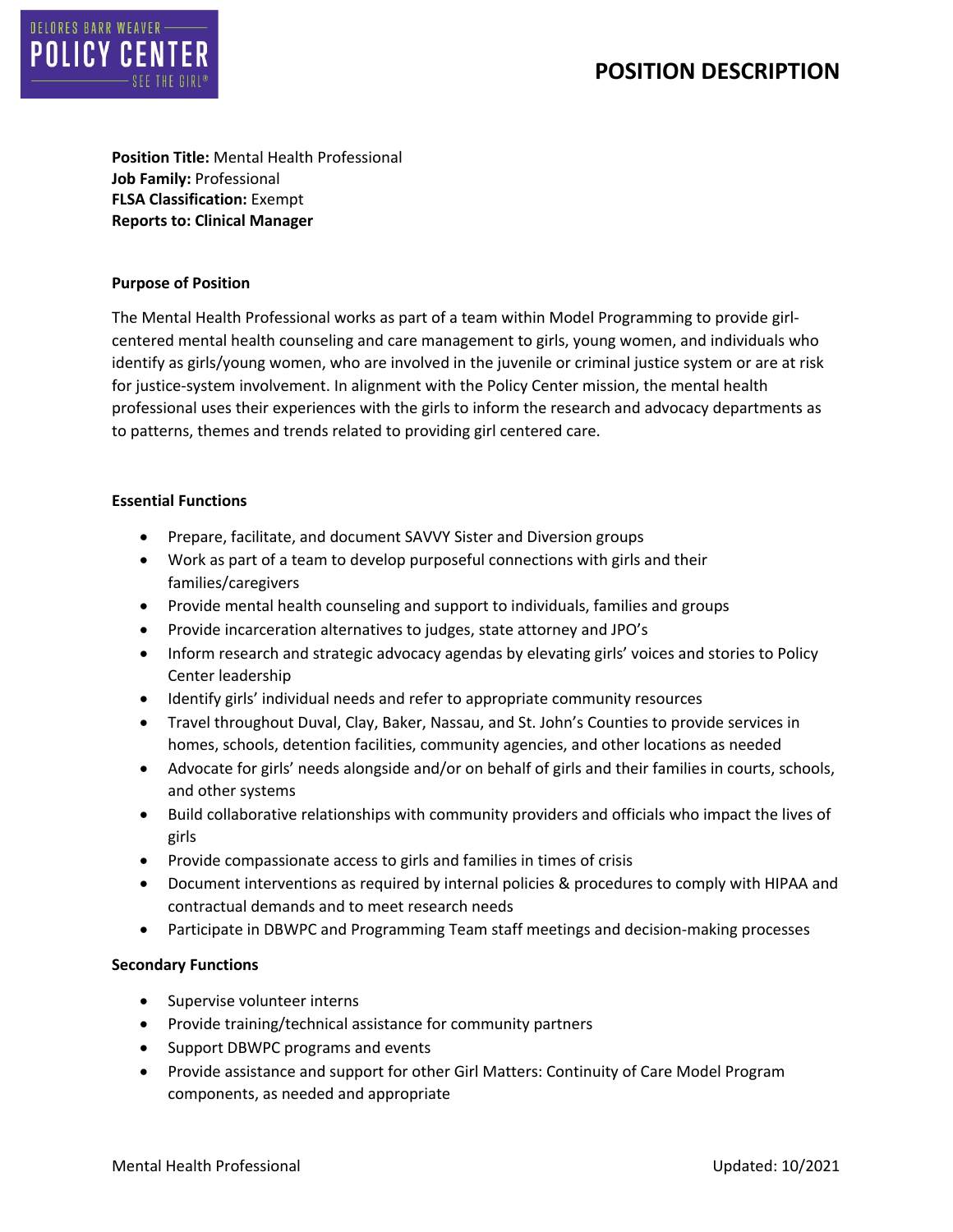# POSITION DESCRIPTION

**Position Title:** Mental Health Professional
**Job Family:** Professional
**FLSA Classification:** Exempt
**Reports to: Clinical Manager**

**Purpose of Position**

The Mental Health Professional works as part of a team within Model Programming to provide girl-centered mental health counseling and care management to girls, young women, and individuals who identify as girls/young women, who are involved in the juvenile or criminal justice system or are at risk for justice-system involvement. In alignment with the Policy Center mission, the mental health professional uses their experiences with the girls to inform the research and advocacy departments as to patterns, themes and trends related to providing girl centered care.

**Essential Functions**

- Prepare, facilitate, and document SAVVY Sister and Diversion groups
- Work as part of a team to develop purposeful connections with girls and their families/caregivers
- Provide mental health counseling and support to individuals, families and groups
- Provide incarceration alternatives to judges, state attorney and JPO's
- Inform research and strategic advocacy agendas by elevating girls' voices and stories to Policy Center leadership
- Identify girls' individual needs and refer to appropriate community resources
- Travel throughout Duval, Clay, Baker, Nassau, and St. John's Counties to provide services in homes, schools, detention facilities, community agencies, and other locations as needed
- Advocate for girls' needs alongside and/or on behalf of girls and their families in courts, schools, and other systems
- Build collaborative relationships with community providers and officials who impact the lives of girls
- Provide compassionate access to girls and families in times of crisis
- Document interventions as required by internal policies & procedures to comply with HIPAA and contractual demands and to meet research needs
- Participate in DBWPC and Programming Team staff meetings and decision-making processes

**Secondary Functions**

- Supervise volunteer interns
- Provide training/technical assistance for community partners
- Support DBWPC programs and events
- Provide assistance and support for other Girl Matters: Continuity of Care Model Program components, as needed and appropriate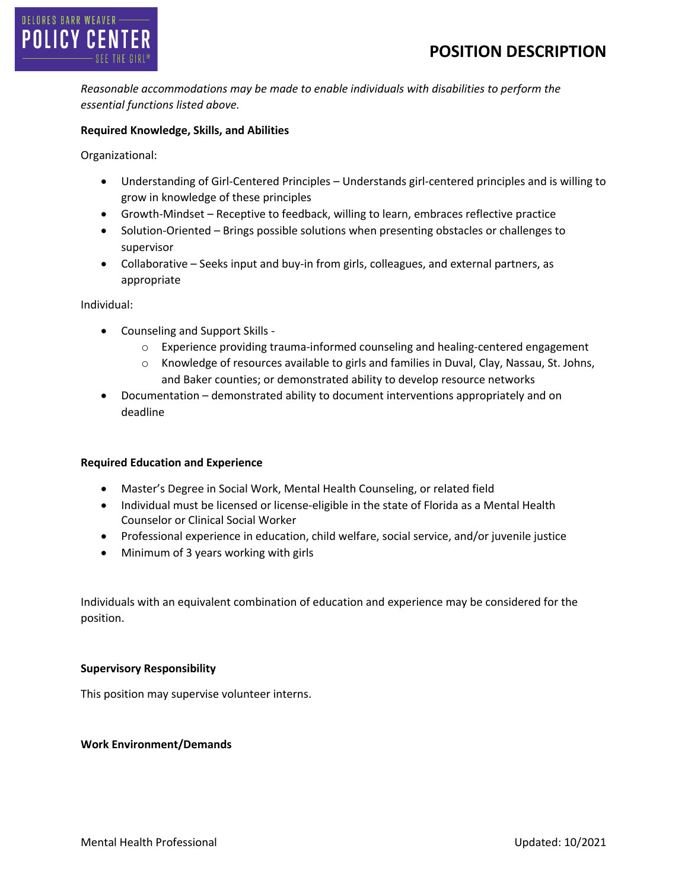*Reasonable accommodations may be made to enable individuals with disabilities to perform the essential functions listed above.*

**Required Knowledge, Skills, and Abilities**

Organizational:

- Understanding of Girl-Centered Principles – Understands girl-centered principles and is willing to grow in knowledge of these principles
- Growth-Mindset – Receptive to feedback, willing to learn, embraces reflective practice
- Solution-Oriented – Brings possible solutions when presenting obstacles or challenges to supervisor
- Collaborative – Seeks input and buy-in from girls, colleagues, and external partners, as appropriate

Individual:

- Counseling and Support Skills -
  - Experience providing trauma-informed counseling and healing-centered engagement
  - Knowledge of resources available to girls and families in Duval, Clay, Nassau, St. Johns, and Baker counties; or demonstrated ability to develop resource networks
- Documentation – demonstrated ability to document interventions appropriately and on deadline

**Required Education and Experience**

- Master's Degree in Social Work, Mental Health Counseling, or related field
- Individual must be licensed or license-eligible in the state of Florida as a Mental Health Counselor or Clinical Social Worker
- Professional experience in education, child welfare, social service, and/or juvenile justice
- Minimum of 3 years working with girls

Individuals with an equivalent combination of education and experience may be considered for the position.

**Supervisory Responsibility**

This position may supervise volunteer interns.

**Work Environment/Demands**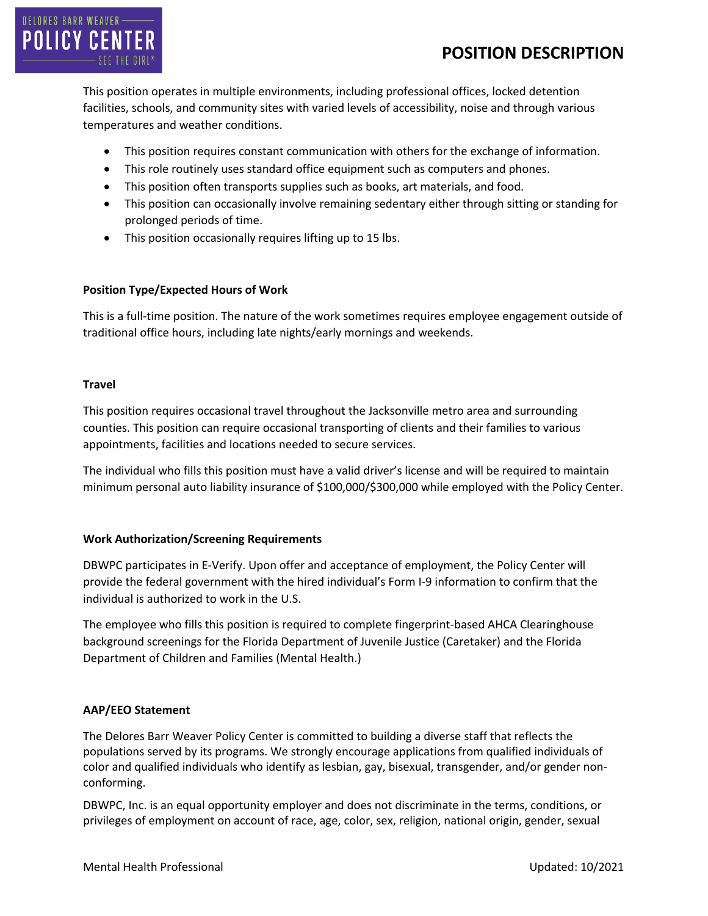This position operates in multiple environments, including professional offices, locked detention facilities, schools, and community sites with varied levels of accessibility, noise and through various temperatures and weather conditions.

- This position requires constant communication with others for the exchange of information.
- This role routinely uses standard office equipment such as computers and phones.
- This position often transports supplies such as books, art materials, and food.
- This position can occasionally involve remaining sedentary either through sitting or standing for prolonged periods of time.
- This position occasionally requires lifting up to 15 lbs.

**Position Type/Expected Hours of Work**

This is a full-time position. The nature of the work sometimes requires employee engagement outside of traditional office hours, including late nights/early mornings and weekends.

**Travel**

This position requires occasional travel throughout the Jacksonville metro area and surrounding counties. This position can require occasional transporting of clients and their families to various appointments, facilities and locations needed to secure services.

The individual who fills this position must have a valid driver's license and will be required to maintain minimum personal auto liability insurance of $100,000/$300,000 while employed with the Policy Center.

**Work Authorization/Screening Requirements**

DBWPC participates in E-Verify. Upon offer and acceptance of employment, the Policy Center will provide the federal government with the hired individual's Form I-9 information to confirm that the individual is authorized to work in the U.S.

The employee who fills this position is required to complete fingerprint-based AHCA Clearinghouse background screenings for the Florida Department of Juvenile Justice (Caretaker) and the Florida Department of Children and Families (Mental Health.)

**AAP/EEO Statement**

The Delores Barr Weaver Policy Center is committed to building a diverse staff that reflects the populations served by its programs. We strongly encourage applications from qualified individuals of color and qualified individuals who identify as lesbian, gay, bisexual, transgender, and/or gender non-conforming.

DBWPC, Inc. is an equal opportunity employer and does not discriminate in the terms, conditions, or privileges of employment on account of race, age, color, sex, religion, national origin, gender, sexual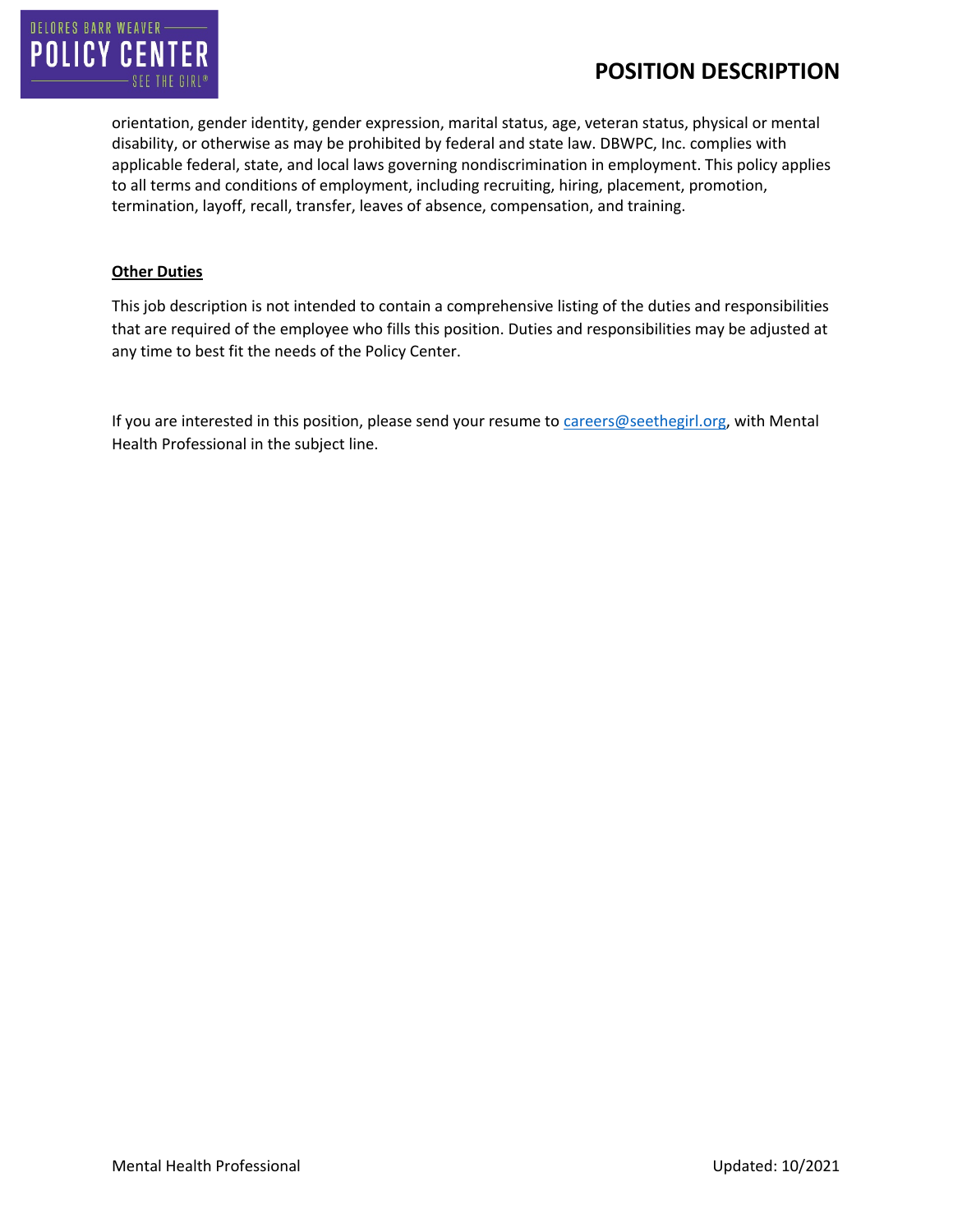orientation, gender identity, gender expression, marital status, age, veteran status, physical or mental disability, or otherwise as may be prohibited by federal and state law. DBWPC, Inc. complies with applicable federal, state, and local laws governing nondiscrimination in employment. This policy applies to all terms and conditions of employment, including recruiting, hiring, placement, promotion, termination, layoff, recall, transfer, leaves of absence, compensation, and training.

**Other Duties**

This job description is not intended to contain a comprehensive listing of the duties and responsibilities that are required of the employee who fills this position. Duties and responsibilities may be adjusted at any time to best fit the needs of the Policy Center.

If you are interested in this position, please send your resume to careers@seethegirl.org, with Mental Health Professional in the subject line.